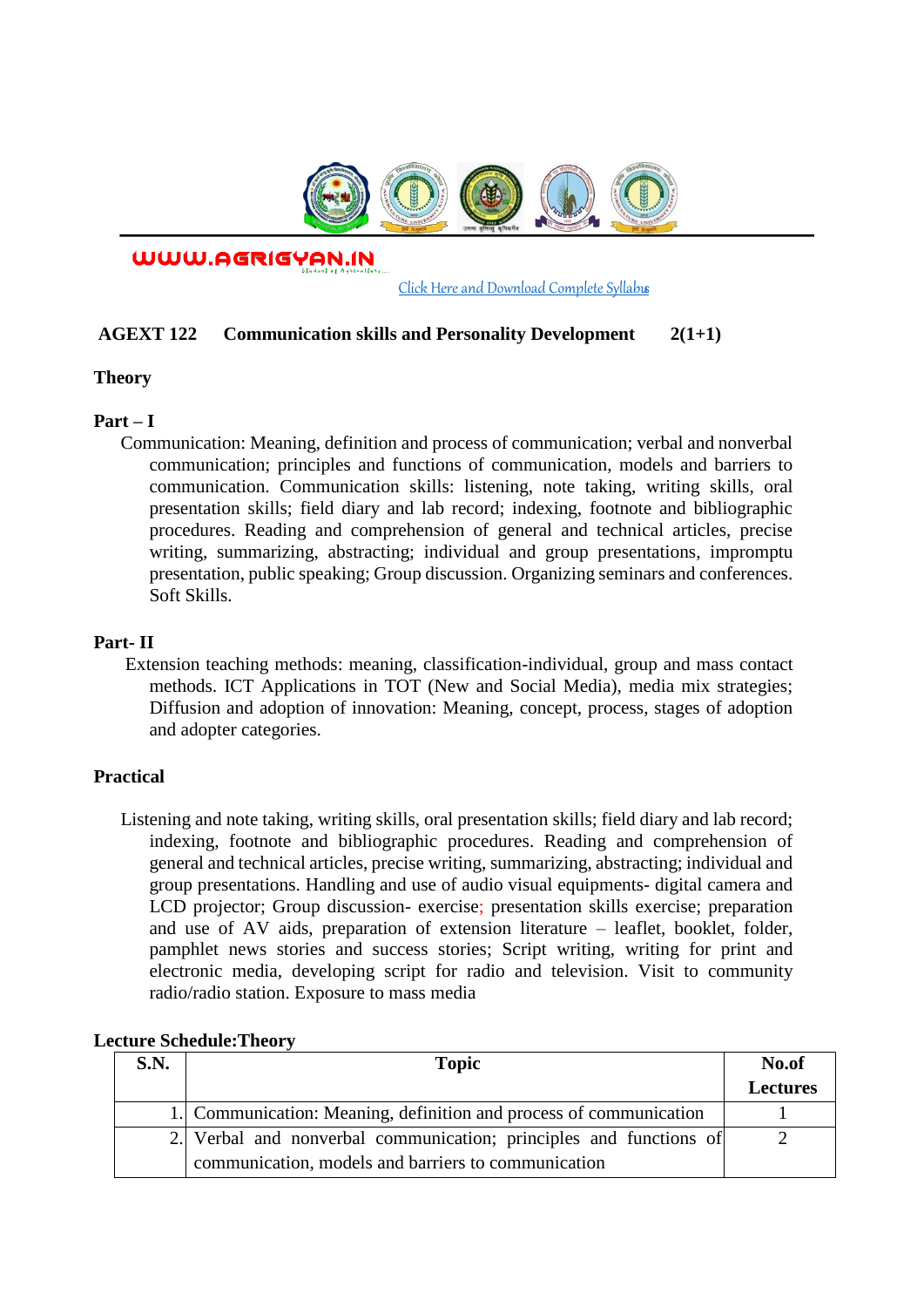WWW.AGRIGYAN.IN

Click Here and Download Complete Syllabus

**AGEXT 122 Communication skills and Personality Development 2(1+1)**

**Theory**

**Part – I**

Communication: Meaning, definition and process of communication; verbal and nonverbal communication; principles and functions of communication, models and barriers to communication. Communication skills: listening, note taking, writing skills, oral presentation skills; field diary and lab record; indexing, footnote and bibliographic procedures. Reading and comprehension of general and technical articles, precise writing, summarizing, abstracting; individual and group presentations, impromptu presentation, public speaking; Group discussion. Organizing seminars and conferences. Soft Skills.

**Part- II**

Extension teaching methods: meaning, classification-individual, group and mass contact methods. ICT Applications in TOT (New and Social Media), media mix strategies; Diffusion and adoption of innovation: Meaning, concept, process, stages of adoption and adopter categories.

**Practical**

Listening and note taking, writing skills, oral presentation skills; field diary and lab record; indexing, footnote and bibliographic procedures. Reading and comprehension of general and technical articles, precise writing, summarizing, abstracting; individual and group presentations. Handling and use of audio visual equipments- digital camera and LCD projector; Group discussion- exercise; presentation skills exercise; preparation and use of AV aids, preparation of extension literature – leaflet, booklet, folder, pamphlet news stories and success stories; Script writing, writing for print and electronic media, developing script for radio and television. Visit to community radio/radio station. Exposure to mass media

**Lecture Schedule:Theory**

| S.N. | Topic | No.of Lectures |
|---|---|---|
| 1. | Communication: Meaning, definition and process of communication | 1 |
| 2. | Verbal and nonverbal communication; principles and functions of communication, models and barriers to communication | 2 |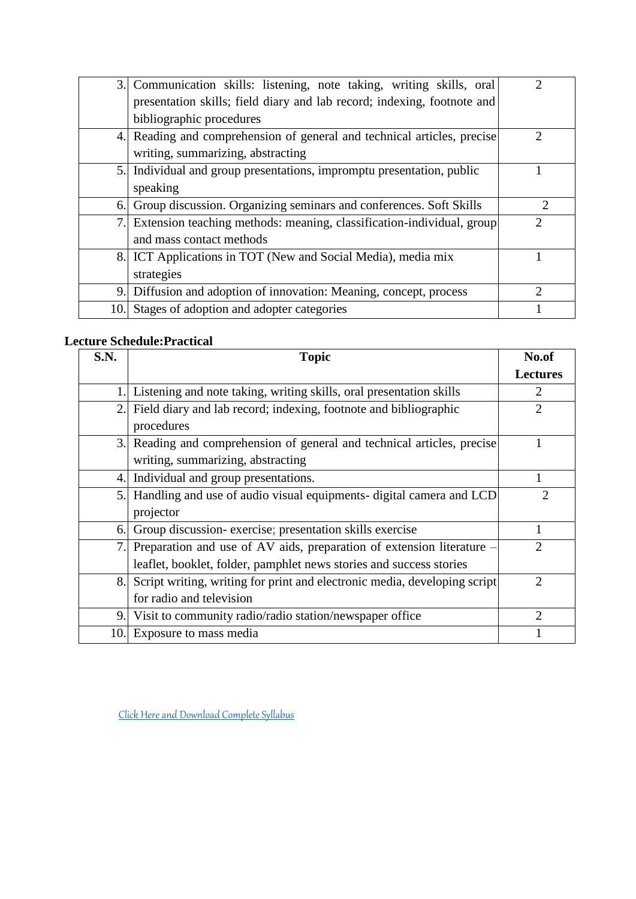| | | |
|---|---|---|
| 3. | Communication skills: listening, note taking, writing skills, oral presentation skills; field diary and lab record; indexing, footnote and bibliographic procedures | 2 |
| 4. | Reading and comprehension of general and technical articles, precise writing, summarizing, abstracting | 2 |
| 5. | Individual and group presentations, impromptu presentation, public speaking | 1 |
| 6. | Group discussion. Organizing seminars and conferences. Soft Skills | 2 |
| 7. | Extension teaching methods: meaning, classification-individual, group and mass contact methods | 2 |
| 8. | ICT Applications in TOT (New and Social Media), media mix strategies | 1 |
| 9. | Diffusion and adoption of innovation: Meaning, concept, process | 2 |
| 10. | Stages of adoption and adopter categories | 1 |

**Lecture Schedule:Practical**

| S.N. | Topic | No.of Lectures |
|---|---|---|
| 1. | Listening and note taking, writing skills, oral presentation skills | 2 |
| 2. | Field diary and lab record; indexing, footnote and bibliographic procedures | 2 |
| 3. | Reading and comprehension of general and technical articles, precise writing, summarizing, abstracting | 1 |
| 4. | Individual and group presentations. | 1 |
| 5. | Handling and use of audio visual equipments- digital camera and LCD projector | 2 |
| 6. | Group discussion- exercise; presentation skills exercise | 1 |
| 7. | Preparation and use of AV aids, preparation of extension literature – leaflet, booklet, folder, pamphlet news stories and success stories | 2 |
| 8. | Script writing, writing for print and electronic media, developing script for radio and television | 2 |
| 9. | Visit to community radio/radio station/newspaper office | 2 |
| 10. | Exposure to mass media | 1 |

Click Here and Download Complete Syllabus